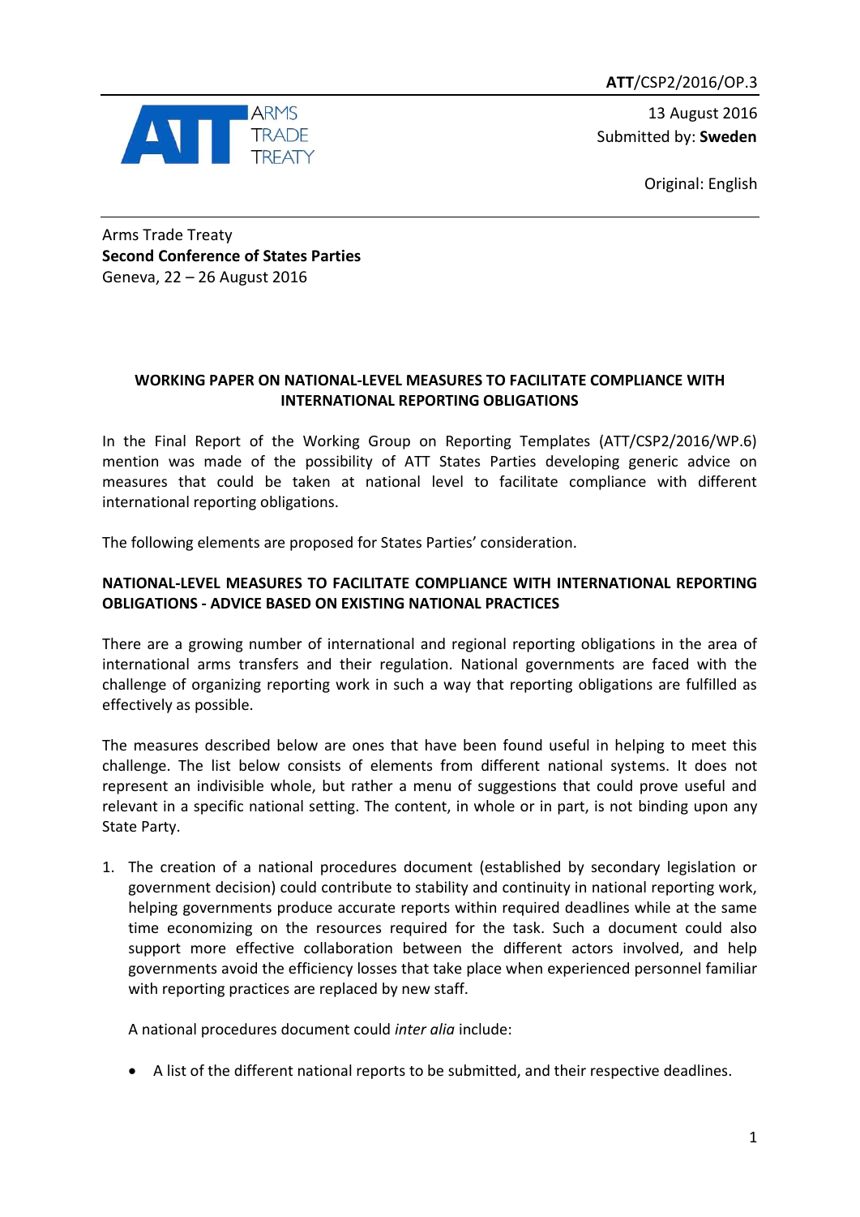ATT/CSP2/2016/OP.3

13 August 2016
Submitted by: **Sweden**

Original: English

Arms Trade Treaty
**Second Conference of States Parties**
Geneva, 22 – 26 August 2016

## WORKING PAPER ON NATIONAL-LEVEL MEASURES TO FACILITATE COMPLIANCE WITH INTERNATIONAL REPORTING OBLIGATIONS

In the Final Report of the Working Group on Reporting Templates (ATT/CSP2/2016/WP.6) mention was made of the possibility of ATT States Parties developing generic advice on measures that could be taken at national level to facilitate compliance with different international reporting obligations.

The following elements are proposed for States Parties' consideration.

### NATIONAL-LEVEL MEASURES TO FACILITATE COMPLIANCE WITH INTERNATIONAL REPORTING OBLIGATIONS - ADVICE BASED ON EXISTING NATIONAL PRACTICES

There are a growing number of international and regional reporting obligations in the area of international arms transfers and their regulation. National governments are faced with the challenge of organizing reporting work in such a way that reporting obligations are fulfilled as effectively as possible.

The measures described below are ones that have been found useful in helping to meet this challenge. The list below consists of elements from different national systems. It does not represent an indivisible whole, but rather a menu of suggestions that could prove useful and relevant in a specific national setting. The content, in whole or in part, is not binding upon any State Party.

1. The creation of a national procedures document (established by secondary legislation or government decision) could contribute to stability and continuity in national reporting work, helping governments produce accurate reports within required deadlines while at the same time economizing on the resources required for the task. Such a document could also support more effective collaboration between the different actors involved, and help governments avoid the efficiency losses that take place when experienced personnel familiar with reporting practices are replaced by new staff.

   A national procedures document could *inter alia* include:

   - A list of the different national reports to be submitted, and their respective deadlines.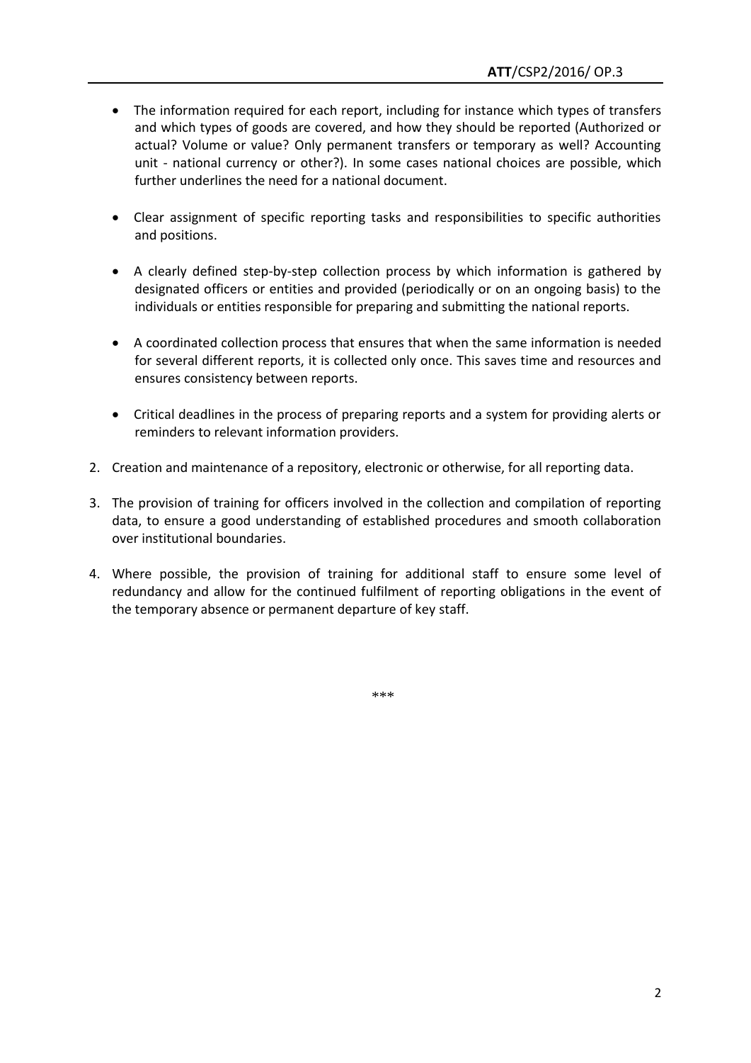- The information required for each report, including for instance which types of transfers and which types of goods are covered, and how they should be reported (Authorized or actual? Volume or value? Only permanent transfers or temporary as well? Accounting unit - national currency or other?). In some cases national choices are possible, which further underlines the need for a national document.
- Clear assignment of specific reporting tasks and responsibilities to specific authorities and positions.
- A clearly defined step-by-step collection process by which information is gathered by designated officers or entities and provided (periodically or on an ongoing basis) to the individuals or entities responsible for preparing and submitting the national reports.
- A coordinated collection process that ensures that when the same information is needed for several different reports, it is collected only once. This saves time and resources and ensures consistency between reports.
- Critical deadlines in the process of preparing reports and a system for providing alerts or reminders to relevant information providers.

2. Creation and maintenance of a repository, electronic or otherwise, for all reporting data.
3. The provision of training for officers involved in the collection and compilation of reporting data, to ensure a good understanding of established procedures and smooth collaboration over institutional boundaries.
4. Where possible, the provision of training for additional staff to ensure some level of redundancy and allow for the continued fulfilment of reporting obligations in the event of the temporary absence or permanent departure of key staff.

\*\*\*